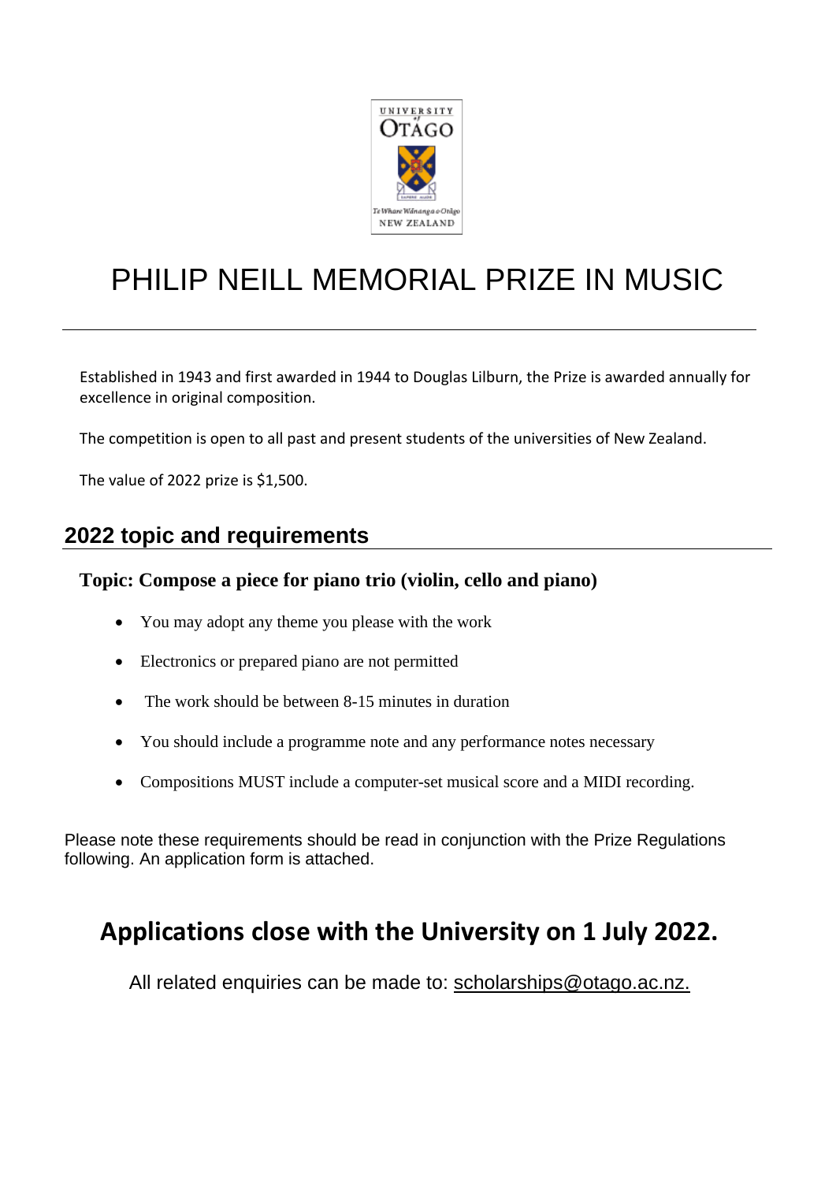# PHILIP NEILL MEMORIAL PRIZE IN MUSIC

Established in 1943 and first awarded in 1944 to Douglas Lilburn, the Prize is awarded annually for excellence in original composition.

The competition is open to all past and present students of the universities of New Zealand.

The value of 2022 prize is $1,500.

## 2022 topic and requirements

### Topic: Compose a piece for piano trio (violin, cello and piano)

- You may adopt any theme you please with the work
- Electronics or prepared piano are not permitted
- The work should be between 8-15 minutes in duration
- You should include a programme note and any performance notes necessary
- Compositions MUST include a computer-set musical score and a MIDI recording.

Please note these requirements should be read in conjunction with the Prize Regulations following. An application form is attached.

## Applications close with the University on 1 July 2022.

All related enquiries can be made to: scholarships@otago.ac.nz.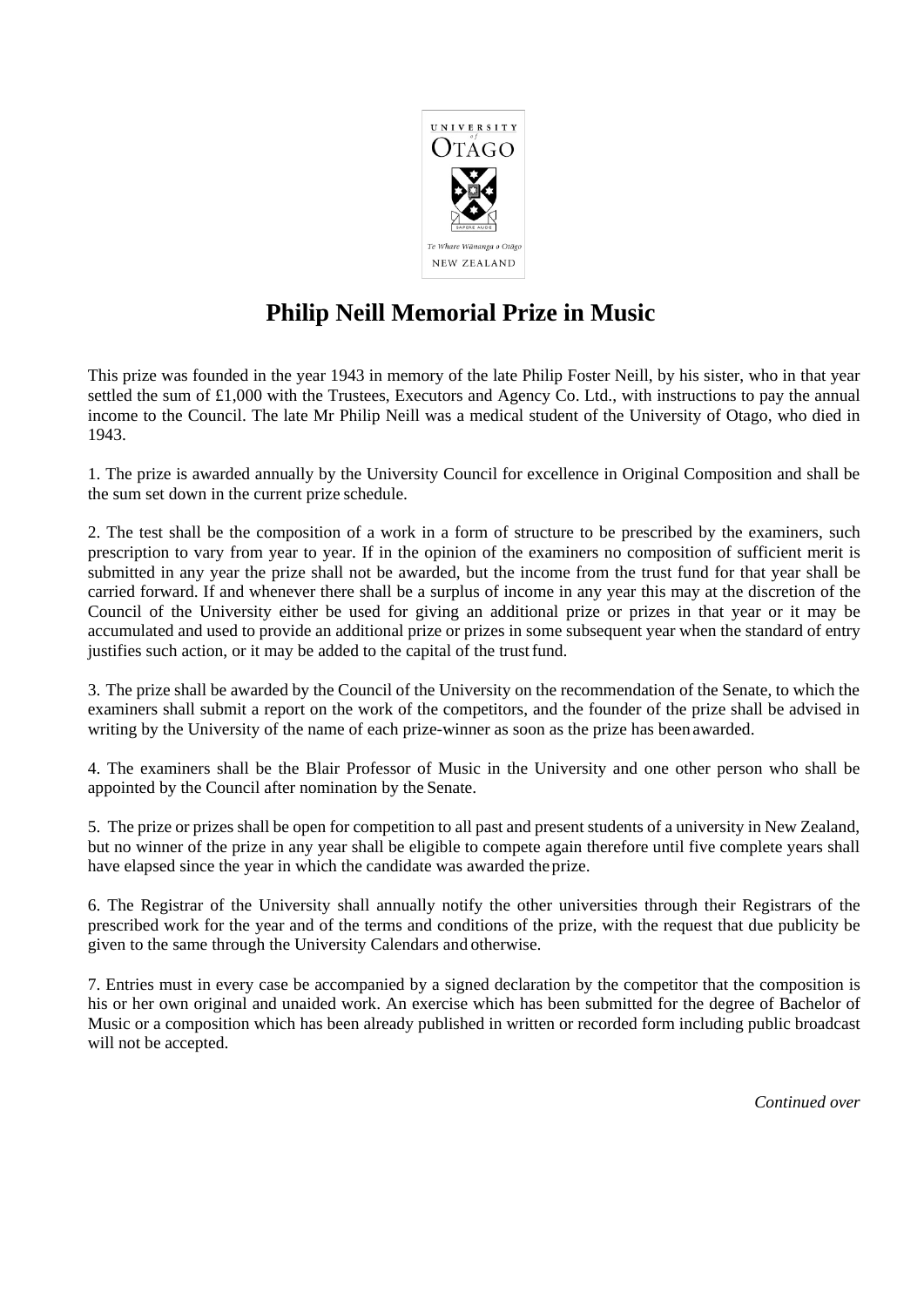# Philip Neill Memorial Prize in Music

This prize was founded in the year 1943 in memory of the late Philip Foster Neill, by his sister, who in that year settled the sum of £1,000 with the Trustees, Executors and Agency Co. Ltd., with instructions to pay the annual income to the Council. The late Mr Philip Neill was a medical student of the University of Otago, who died in 1943.

1. The prize is awarded annually by the University Council for excellence in Original Composition and shall be the sum set down in the current prize schedule.

2. The test shall be the composition of a work in a form of structure to be prescribed by the examiners, such prescription to vary from year to year. If in the opinion of the examiners no composition of sufficient merit is submitted in any year the prize shall not be awarded, but the income from the trust fund for that year shall be carried forward. If and whenever there shall be a surplus of income in any year this may at the discretion of the Council of the University either be used for giving an additional prize or prizes in that year or it may be accumulated and used to provide an additional prize or prizes in some subsequent year when the standard of entry justifies such action, or it may be added to the capital of the trust fund.

3. The prize shall be awarded by the Council of the University on the recommendation of the Senate, to which the examiners shall submit a report on the work of the competitors, and the founder of the prize shall be advised in writing by the University of the name of each prize-winner as soon as the prize has been awarded.

4. The examiners shall be the Blair Professor of Music in the University and one other person who shall be appointed by the Council after nomination by the Senate.

5. The prize or prizes shall be open for competition to all past and present students of a university in New Zealand, but no winner of the prize in any year shall be eligible to compete again therefore until five complete years shall have elapsed since the year in which the candidate was awarded the prize.

6. The Registrar of the University shall annually notify the other universities through their Registrars of the prescribed work for the year and of the terms and conditions of the prize, with the request that due publicity be given to the same through the University Calendars and otherwise.

7. Entries must in every case be accompanied by a signed declaration by the competitor that the composition is his or her own original and unaided work. An exercise which has been submitted for the degree of Bachelor of Music or a composition which has been already published in written or recorded form including public broadcast will not be accepted.

*Continued over*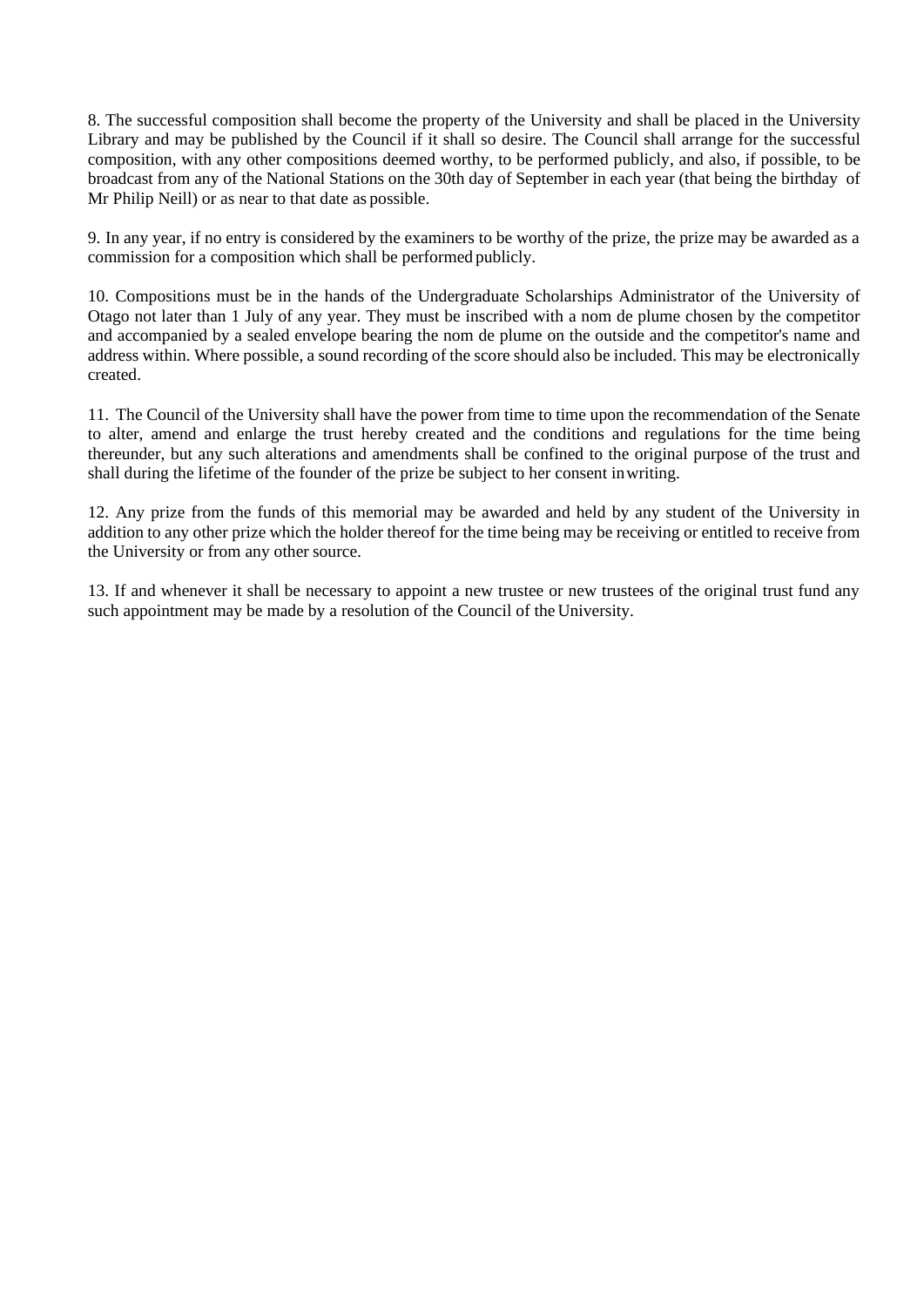8. The successful composition shall become the property of the University and shall be placed in the University Library and may be published by the Council if it shall so desire. The Council shall arrange for the successful composition, with any other compositions deemed worthy, to be performed publicly, and also, if possible, to be broadcast from any of the National Stations on the 30th day of September in each year (that being the birthday of Mr Philip Neill) or as near to that date as possible.

9. In any year, if no entry is considered by the examiners to be worthy of the prize, the prize may be awarded as a commission for a composition which shall be performed publicly.

10. Compositions must be in the hands of the Undergraduate Scholarships Administrator of the University of Otago not later than 1 July of any year. They must be inscribed with a nom de plume chosen by the competitor and accompanied by a sealed envelope bearing the nom de plume on the outside and the competitor's name and address within. Where possible, a sound recording of the score should also be included. This may be electronically created.

11. The Council of the University shall have the power from time to time upon the recommendation of the Senate to alter, amend and enlarge the trust hereby created and the conditions and regulations for the time being thereunder, but any such alterations and amendments shall be confined to the original purpose of the trust and shall during the lifetime of the founder of the prize be subject to her consent in writing.

12. Any prize from the funds of this memorial may be awarded and held by any student of the University in addition to any other prize which the holder thereof for the time being may be receiving or entitled to receive from the University or from any other source.

13. If and whenever it shall be necessary to appoint a new trustee or new trustees of the original trust fund any such appointment may be made by a resolution of the Council of the University.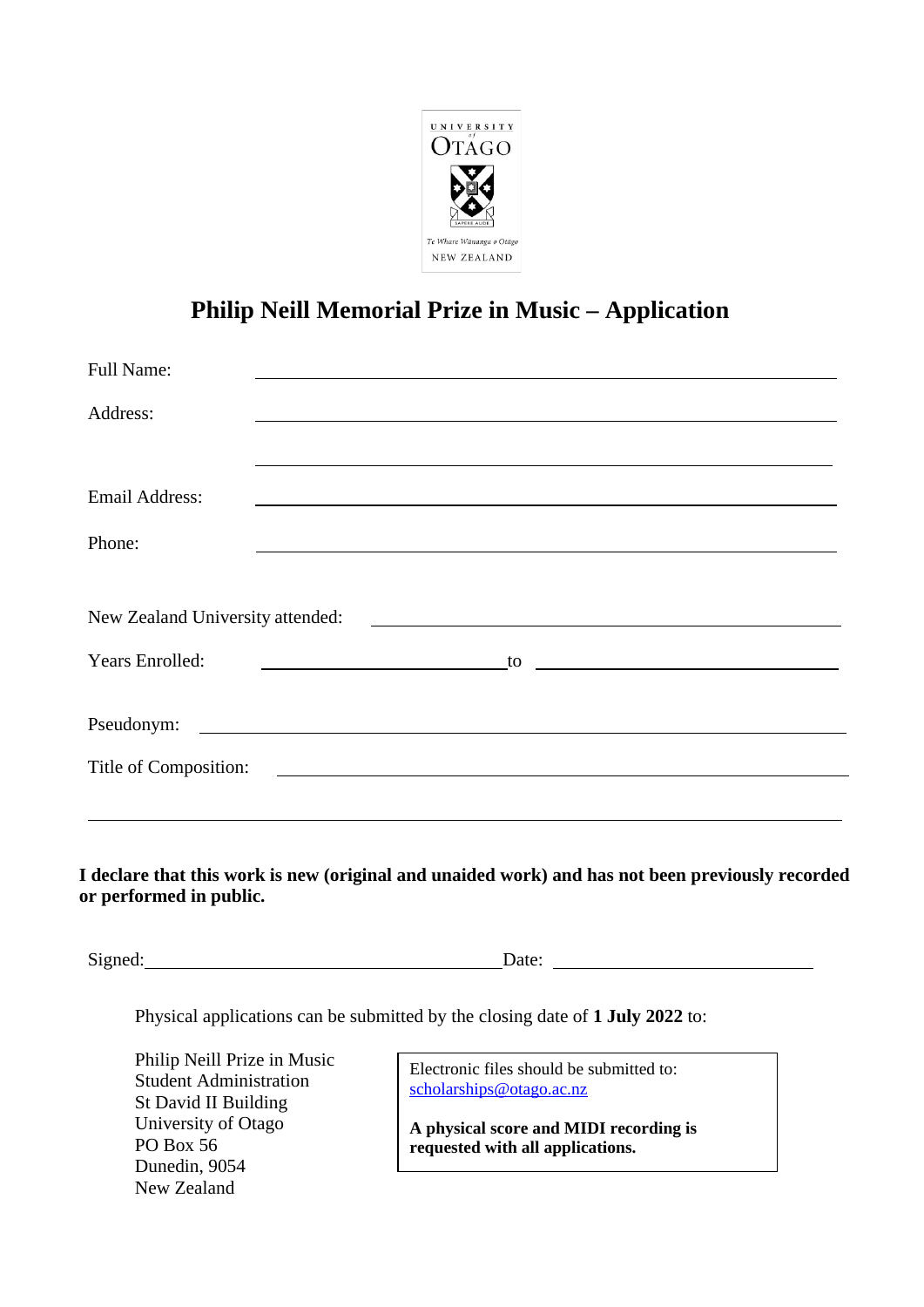UNIVERSITY of OTAGO

Te Whare Wānanga o Otāgo

NEW ZEALAND

# Philip Neill Memorial Prize in Music – Application

Full Name: ____________________________________________

Address: ____________________________________________

____________________________________________

Email Address: ____________________________________________

Phone: ____________________________________________

New Zealand University attended: ______________________________

Years Enrolled: ____________________ to ____________________

Pseudonym: ____________________________________________

Title of Composition: ____________________________________________

____________________________________________

**I declare that this work is new (original and unaided work) and has not been previously recorded or performed in public.**

Signed: ______________________________ Date: ____________________

Physical applications can be submitted by the closing date of **1 July 2022** to:

Philip Neill Prize in Music
Student Administration
St David II Building
University of Otago
PO Box 56
Dunedin, 9054
New Zealand

Electronic files should be submitted to:
scholarships@otago.ac.nz

**A physical score and MIDI recording is requested with all applications.**